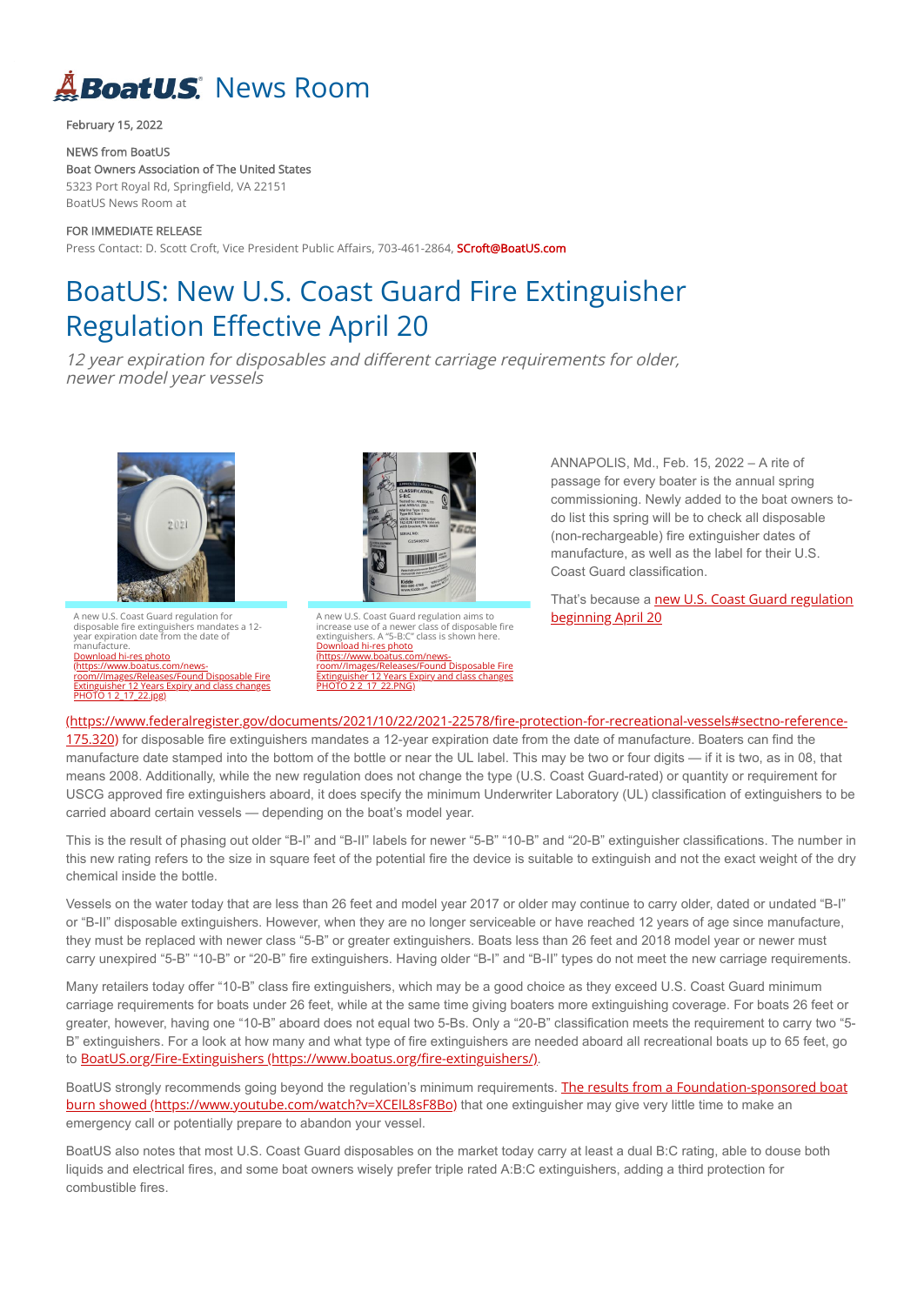# BoatUS News Room

February 15, 2022

NEWS from BoatUS
Boat Owners Association of The United States
5323 Port Royal Rd, Springfield, VA 22151
BoatUS News Room at

FOR IMMEDIATE RELEASE
Press Contact: D. Scott Croft, Vice President Public Affairs, 703-461-2864, SCroft@BoatUS.com

# BoatUS: New U.S. Coast Guard Fire Extinguisher Regulation Effective April 20

*12 year expiration for disposables and different carriage requirements for older, newer model year vessels*

A new U.S. Coast Guard regulation for disposable fire extinguishers mandates a 12-year expiration date from the date of manufacture.
Download hi-res photo (https://www.boatus.com/news-room//Images/Releases/Found Disposable Fire Extinguisher 12 Years Expiry and class changes PHOTO 1 2_17_22.jpg)

A new U.S. Coast Guard regulation aims to increase use of a newer class of disposable fire extinguishers. A "5-B:C" class is shown here.
Download hi-res photo (https://www.boatus.com/news-room//Images/Releases/Found Disposable Fire Extinguisher 12 Years Expiry and class changes PHOTO 2 2_17_22.PNG)

ANNAPOLIS, Md., Feb. 15, 2022 – A rite of passage for every boater is the annual spring commissioning. Newly added to the boat owners to-do list this spring will be to check all disposable (non-rechargeable) fire extinguisher dates of manufacture, as well as the label for their U.S. Coast Guard classification.

That's because a new U.S. Coast Guard regulation beginning April 20 (https://www.federalregister.gov/documents/2021/10/22/2021-22578/fire-protection-for-recreational-vessels#sectno-reference-175.320) for disposable fire extinguishers mandates a 12-year expiration date from the date of manufacture. Boaters can find the manufacture date stamped into the bottom of the bottle or near the UL label. This may be two or four digits — if it is two, as in 08, that means 2008. Additionally, while the new regulation does not change the type (U.S. Coast Guard-rated) or quantity or requirement for USCG approved fire extinguishers aboard, it does specify the minimum Underwriter Laboratory (UL) classification of extinguishers to be carried aboard certain vessels — depending on the boat's model year.

This is the result of phasing out older "B-I" and "B-II" labels for newer "5-B" "10-B" and "20-B" extinguisher classifications. The number in this new rating refers to the size in square feet of the potential fire the device is suitable to extinguish and not the exact weight of the dry chemical inside the bottle.

Vessels on the water today that are less than 26 feet and model year 2017 or older may continue to carry older, dated or undated "B-I" or "B-II" disposable extinguishers. However, when they are no longer serviceable or have reached 12 years of age since manufacture, they must be replaced with newer class "5-B" or greater extinguishers. Boats less than 26 feet and 2018 model year or newer must carry unexpired "5-B" "10-B" or "20-B" fire extinguishers. Having older "B-I" and "B-II" types do not meet the new carriage requirements.

Many retailers today offer "10-B" class fire extinguishers, which may be a good choice as they exceed U.S. Coast Guard minimum carriage requirements for boats under 26 feet, while at the same time giving boaters more extinguishing coverage. For boats 26 feet or greater, however, having one "10-B" aboard does not equal two 5-Bs. Only a "20-B" classification meets the requirement to carry two "5-B" extinguishers. For a look at how many and what type of fire extinguishers are needed aboard all recreational boats up to 65 feet, go to BoatUS.org/Fire-Extinguishers (https://www.boatus.org/fire-extinguishers/).

BoatUS strongly recommends going beyond the regulation's minimum requirements. The results from a Foundation-sponsored boat burn showed (https://www.youtube.com/watch?v=XCEIL8sF8Bo) that one extinguisher may give very little time to make an emergency call or potentially prepare to abandon your vessel.

BoatUS also notes that most U.S. Coast Guard disposables on the market today carry at least a dual B:C rating, able to douse both liquids and electrical fires, and some boat owners wisely prefer triple rated A:B:C extinguishers, adding a third protection for combustible fires.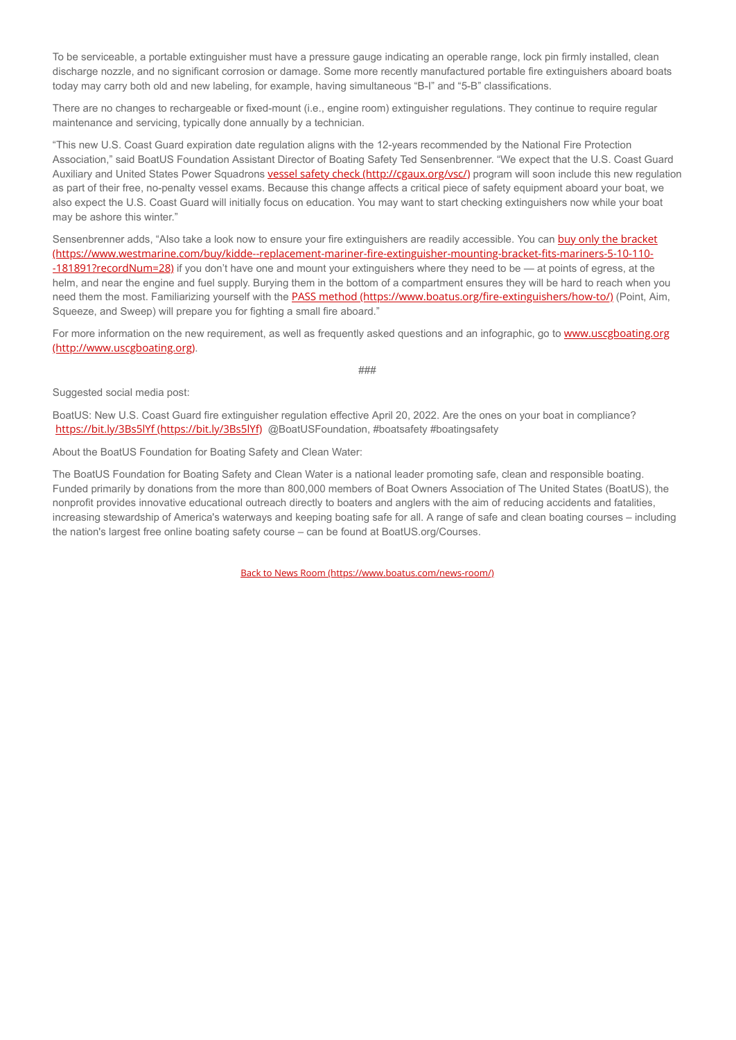To be serviceable, a portable extinguisher must have a pressure gauge indicating an operable range, lock pin firmly installed, clean discharge nozzle, and no significant corrosion or damage. Some more recently manufactured portable fire extinguishers aboard boats today may carry both old and new labeling, for example, having simultaneous "B-I" and "5-B" classifications.

There are no changes to rechargeable or fixed-mount (i.e., engine room) extinguisher regulations. They continue to require regular maintenance and servicing, typically done annually by a technician.

"This new U.S. Coast Guard expiration date regulation aligns with the 12-years recommended by the National Fire Protection Association," said BoatUS Foundation Assistant Director of Boating Safety Ted Sensenbrenner. "We expect that the U.S. Coast Guard Auxiliary and United States Power Squadrons [vessel safety check (http://cgaux.org/vsc/)](http://cgaux.org/vsc/) program will soon include this new regulation as part of their free, no-penalty vessel exams. Because this change affects a critical piece of safety equipment aboard your boat, we also expect the U.S. Coast Guard will initially focus on education. You may want to start checking extinguishers now while your boat may be ashore this winter."

Sensenbrenner adds, "Also take a look now to ensure your fire extinguishers are readily accessible. You can [buy only the bracket (https://www.westmarine.com/buy/kidde--replacement-mariner-fire-extinguisher-mounting-bracket-fits-mariners-5-10-110--181891?recordNum=28)](https://www.westmarine.com/buy/kidde--replacement-mariner-fire-extinguisher-mounting-bracket-fits-mariners-5-10-110--181891?recordNum=28) if you don't have one and mount your extinguishers where they need to be — at points of egress, at the helm, and near the engine and fuel supply. Burying them in the bottom of a compartment ensures they will be hard to reach when you need them the most. Familiarizing yourself with the [PASS method (https://www.boatus.org/fire-extinguishers/how-to/)](https://www.boatus.org/fire-extinguishers/how-to/) (Point, Aim, Squeeze, and Sweep) will prepare you for fighting a small fire aboard."

For more information on the new requirement, as well as frequently asked questions and an infographic, go to [www.uscgboating.org (http://www.uscgboating.org)](http://www.uscgboating.org).

###

Suggested social media post:

BoatUS: New U.S. Coast Guard fire extinguisher regulation effective April 20, 2022. Are the ones on your boat in compliance? [https://bit.ly/3Bs5lYf (https://bit.ly/3Bs5lYf)](https://bit.ly/3Bs5lYf) @BoatUSFoundation, #boatsafety #boatingsafety

About the BoatUS Foundation for Boating Safety and Clean Water:

The BoatUS Foundation for Boating Safety and Clean Water is a national leader promoting safe, clean and responsible boating. Funded primarily by donations from the more than 800,000 members of Boat Owners Association of The United States (BoatUS), the nonprofit provides innovative educational outreach directly to boaters and anglers with the aim of reducing accidents and fatalities, increasing stewardship of America's waterways and keeping boating safe for all. A range of safe and clean boating courses – including the nation's largest free online boating safety course – can be found at BoatUS.org/Courses.

[Back to News Room (https://www.boatus.com/news-room/)](https://www.boatus.com/news-room/)